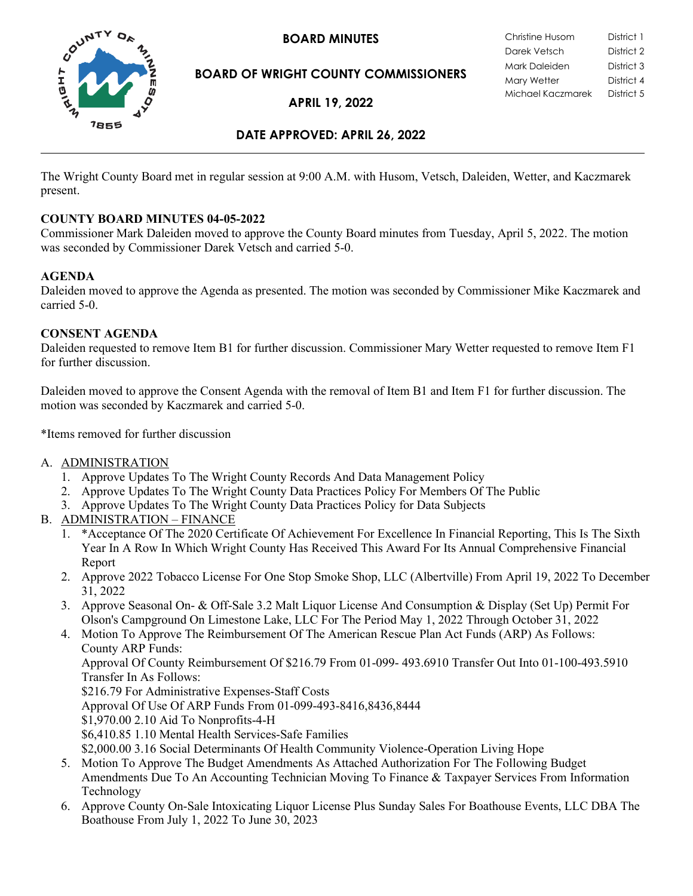# BOARD MINUTES

## BOARD OF WRIGHT COUNTY COMMISSIONERS

## APRIL 19, 2022

| | |
|---|---|
| Christine Husom | District 1 |
| Darek Vetsch | District 2 |
| Mark Daleiden | District 3 |
| Mary Wetter | District 4 |
| Michael Kaczmarek | District 5 |

## DATE APPROVED: APRIL 26, 2022

The Wright County Board met in regular session at 9:00 A.M. with Husom, Vetsch, Daleiden, Wetter, and Kaczmarek present.

**COUNTY BOARD MINUTES 04-05-2022**

Commissioner Mark Daleiden moved to approve the County Board minutes from Tuesday, April 5, 2022. The motion was seconded by Commissioner Darek Vetsch and carried 5-0.

**AGENDA**

Daleiden moved to approve the Agenda as presented. The motion was seconded by Commissioner Mike Kaczmarek and carried 5-0.

**CONSENT AGENDA**

Daleiden requested to remove Item B1 for further discussion. Commissioner Mary Wetter requested to remove Item F1 for further discussion.

Daleiden moved to approve the Consent Agenda with the removal of Item B1 and Item F1 for further discussion. The motion was seconded by Kaczmarek and carried 5-0.

*Items removed for further discussion

A. ADMINISTRATION
   1. Approve Updates To The Wright County Records And Data Management Policy
   2. Approve Updates To The Wright County Data Practices Policy For Members Of The Public
   3. Approve Updates To The Wright County Data Practices Policy for Data Subjects

B. ADMINISTRATION – FINANCE
   1. *Acceptance Of The 2020 Certificate Of Achievement For Excellence In Financial Reporting, This Is The Sixth Year In A Row In Which Wright County Has Received This Award For Its Annual Comprehensive Financial Report
   2. Approve 2022 Tobacco License For One Stop Smoke Shop, LLC (Albertville) From April 19, 2022 To December 31, 2022
   3. Approve Seasonal On- & Off-Sale 3.2 Malt Liquor License And Consumption & Display (Set Up) Permit For Olson's Campground On Limestone Lake, LLC For The Period May 1, 2022 Through October 31, 2022
   4. Motion To Approve The Reimbursement Of The American Rescue Plan Act Funds (ARP) As Follows:
      County ARP Funds:
      Approval Of County Reimbursement Of $216.79 From 01-099- 493.6910 Transfer Out Into 01-100-493.5910 Transfer In As Follows:
      $216.79 For Administrative Expenses-Staff Costs
      Approval Of Use Of ARP Funds From 01-099-493-8416,8436,8444
      $1,970.00 2.10 Aid To Nonprofits-4-H
      $6,410.85 1.10 Mental Health Services-Safe Families
      $2,000.00 3.16 Social Determinants Of Health Community Violence-Operation Living Hope
   5. Motion To Approve The Budget Amendments As Attached Authorization For The Following Budget Amendments Due To An Accounting Technician Moving To Finance & Taxpayer Services From Information Technology
   6. Approve County On-Sale Intoxicating Liquor License Plus Sunday Sales For Boathouse Events, LLC DBA The Boathouse From July 1, 2022 To June 30, 2023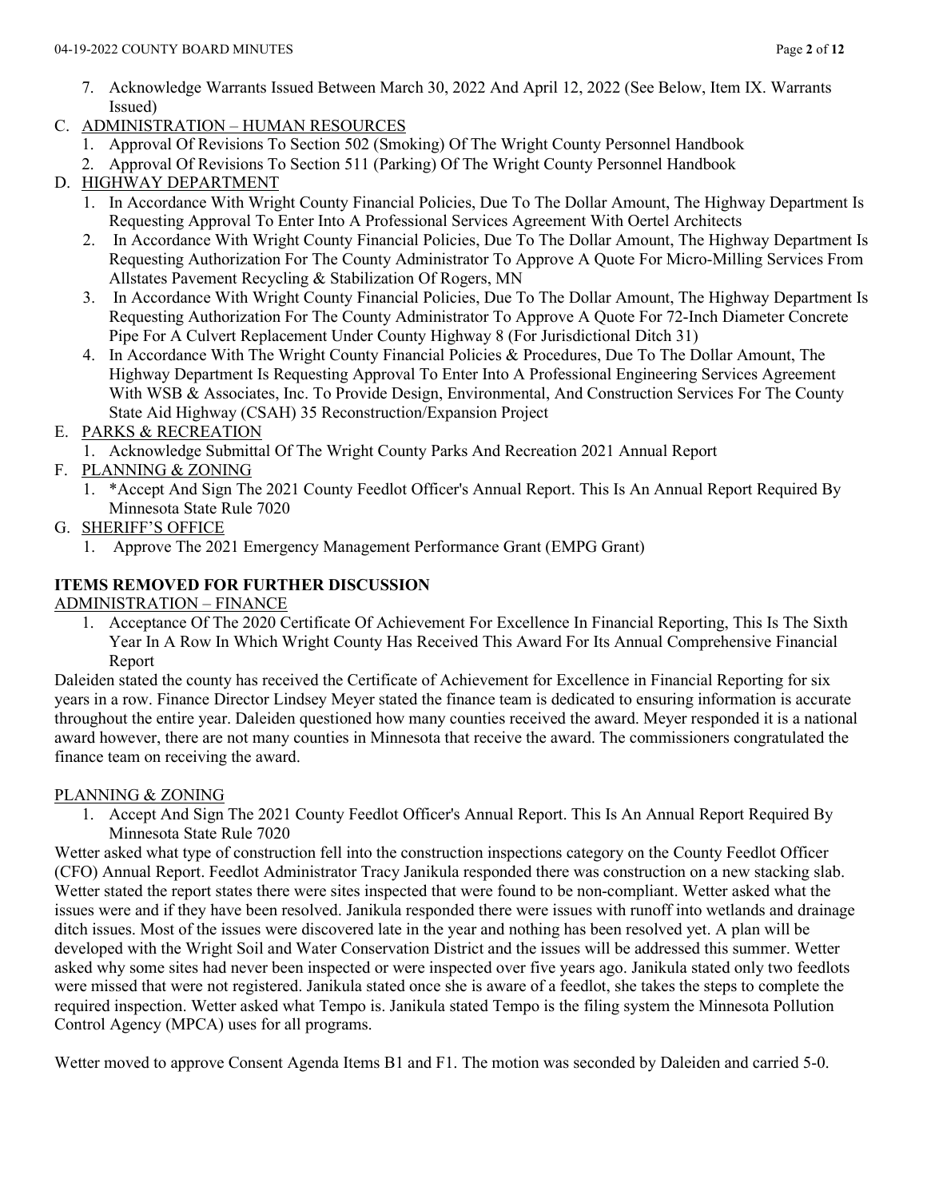7. Acknowledge Warrants Issued Between March 30, 2022 And April 12, 2022 (See Below, Item IX. Warrants Issued)

C. ADMINISTRATION – HUMAN RESOURCES
   1. Approval Of Revisions To Section 502 (Smoking) Of The Wright County Personnel Handbook
   2. Approval Of Revisions To Section 511 (Parking) Of The Wright County Personnel Handbook

D. HIGHWAY DEPARTMENT
   1. In Accordance With Wright County Financial Policies, Due To The Dollar Amount, The Highway Department Is Requesting Approval To Enter Into A Professional Services Agreement With Oertel Architects
   2. In Accordance With Wright County Financial Policies, Due To The Dollar Amount, The Highway Department Is Requesting Authorization For The County Administrator To Approve A Quote For Micro-Milling Services From Allstates Pavement Recycling & Stabilization Of Rogers, MN
   3. In Accordance With Wright County Financial Policies, Due To The Dollar Amount, The Highway Department Is Requesting Authorization For The County Administrator To Approve A Quote For 72-Inch Diameter Concrete Pipe For A Culvert Replacement Under County Highway 8 (For Jurisdictional Ditch 31)
   4. In Accordance With The Wright County Financial Policies & Procedures, Due To The Dollar Amount, The Highway Department Is Requesting Approval To Enter Into A Professional Engineering Services Agreement With WSB & Associates, Inc. To Provide Design, Environmental, And Construction Services For The County State Aid Highway (CSAH) 35 Reconstruction/Expansion Project

E. PARKS & RECREATION
   1. Acknowledge Submittal Of The Wright County Parks And Recreation 2021 Annual Report

F. PLANNING & ZONING
   1. *Accept And Sign The 2021 County Feedlot Officer's Annual Report. This Is An Annual Report Required By Minnesota State Rule 7020

G. SHERIFF'S OFFICE
   1. Approve The 2021 Emergency Management Performance Grant (EMPG Grant)

**ITEMS REMOVED FOR FURTHER DISCUSSION**

ADMINISTRATION – FINANCE

1. Acceptance Of The 2020 Certificate Of Achievement For Excellence In Financial Reporting, This Is The Sixth Year In A Row In Which Wright County Has Received This Award For Its Annual Comprehensive Financial Report

Daleiden stated the county has received the Certificate of Achievement for Excellence in Financial Reporting for six years in a row. Finance Director Lindsey Meyer stated the finance team is dedicated to ensuring information is accurate throughout the entire year. Daleiden questioned how many counties received the award. Meyer responded it is a national award however, there are not many counties in Minnesota that receive the award. The commissioners congratulated the finance team on receiving the award.

PLANNING & ZONING

1. Accept And Sign The 2021 County Feedlot Officer's Annual Report. This Is An Annual Report Required By Minnesota State Rule 7020

Wetter asked what type of construction fell into the construction inspections category on the County Feedlot Officer (CFO) Annual Report. Feedlot Administrator Tracy Janikula responded there was construction on a new stacking slab. Wetter stated the report states there were sites inspected that were found to be non-compliant. Wetter asked what the issues were and if they have been resolved. Janikula responded there were issues with runoff into wetlands and drainage ditch issues. Most of the issues were discovered late in the year and nothing has been resolved yet. A plan will be developed with the Wright Soil and Water Conservation District and the issues will be addressed this summer. Wetter asked why some sites had never been inspected or were inspected over five years ago. Janikula stated only two feedlots were missed that were not registered. Janikula stated once she is aware of a feedlot, she takes the steps to complete the required inspection. Wetter asked what Tempo is. Janikula stated Tempo is the filing system the Minnesota Pollution Control Agency (MPCA) uses for all programs.

Wetter moved to approve Consent Agenda Items B1 and F1. The motion was seconded by Daleiden and carried 5-0.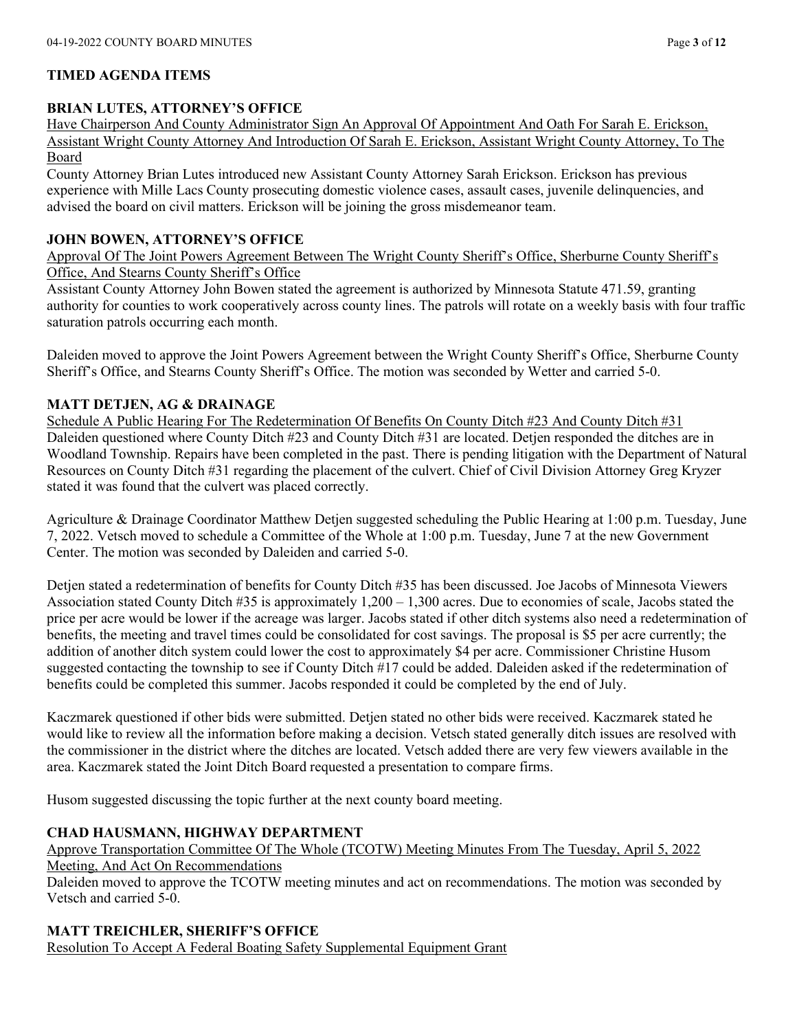## TIMED AGENDA ITEMS

### BRIAN LUTES, ATTORNEY'S OFFICE

Have Chairperson And County Administrator Sign An Approval Of Appointment And Oath For Sarah E. Erickson, Assistant Wright County Attorney And Introduction Of Sarah E. Erickson, Assistant Wright County Attorney, To The Board

County Attorney Brian Lutes introduced new Assistant County Attorney Sarah Erickson. Erickson has previous experience with Mille Lacs County prosecuting domestic violence cases, assault cases, juvenile delinquencies, and advised the board on civil matters. Erickson will be joining the gross misdemeanor team.

### JOHN BOWEN, ATTORNEY'S OFFICE

Approval Of The Joint Powers Agreement Between The Wright County Sheriff's Office, Sherburne County Sheriff's Office, And Stearns County Sheriff's Office

Assistant County Attorney John Bowen stated the agreement is authorized by Minnesota Statute 471.59, granting authority for counties to work cooperatively across county lines. The patrols will rotate on a weekly basis with four traffic saturation patrols occurring each month.

Daleiden moved to approve the Joint Powers Agreement between the Wright County Sheriff's Office, Sherburne County Sheriff's Office, and Stearns County Sheriff's Office. The motion was seconded by Wetter and carried 5-0.

### MATT DETJEN, AG & DRAINAGE

Schedule A Public Hearing For The Redetermination Of Benefits On County Ditch #23 And County Ditch #31

Daleiden questioned where County Ditch #23 and County Ditch #31 are located. Detjen responded the ditches are in Woodland Township. Repairs have been completed in the past. There is pending litigation with the Department of Natural Resources on County Ditch #31 regarding the placement of the culvert. Chief of Civil Division Attorney Greg Kryzer stated it was found that the culvert was placed correctly.

Agriculture & Drainage Coordinator Matthew Detjen suggested scheduling the Public Hearing at 1:00 p.m. Tuesday, June 7, 2022. Vetsch moved to schedule a Committee of the Whole at 1:00 p.m. Tuesday, June 7 at the new Government Center. The motion was seconded by Daleiden and carried 5-0.

Detjen stated a redetermination of benefits for County Ditch #35 has been discussed. Joe Jacobs of Minnesota Viewers Association stated County Ditch #35 is approximately 1,200 – 1,300 acres. Due to economies of scale, Jacobs stated the price per acre would be lower if the acreage was larger. Jacobs stated if other ditch systems also need a redetermination of benefits, the meeting and travel times could be consolidated for cost savings. The proposal is $5 per acre currently; the addition of another ditch system could lower the cost to approximately $4 per acre. Commissioner Christine Husom suggested contacting the township to see if County Ditch #17 could be added. Daleiden asked if the redetermination of benefits could be completed this summer. Jacobs responded it could be completed by the end of July.

Kaczmarek questioned if other bids were submitted. Detjen stated no other bids were received. Kaczmarek stated he would like to review all the information before making a decision. Vetsch stated generally ditch issues are resolved with the commissioner in the district where the ditches are located. Vetsch added there are very few viewers available in the area. Kaczmarek stated the Joint Ditch Board requested a presentation to compare firms.

Husom suggested discussing the topic further at the next county board meeting.

### CHAD HAUSMANN, HIGHWAY DEPARTMENT

Approve Transportation Committee Of The Whole (TCOTW) Meeting Minutes From The Tuesday, April 5, 2022 Meeting, And Act On Recommendations

Daleiden moved to approve the TCOTW meeting minutes and act on recommendations. The motion was seconded by Vetsch and carried 5-0.

### MATT TREICHLER, SHERIFF'S OFFICE

Resolution To Accept A Federal Boating Safety Supplemental Equipment Grant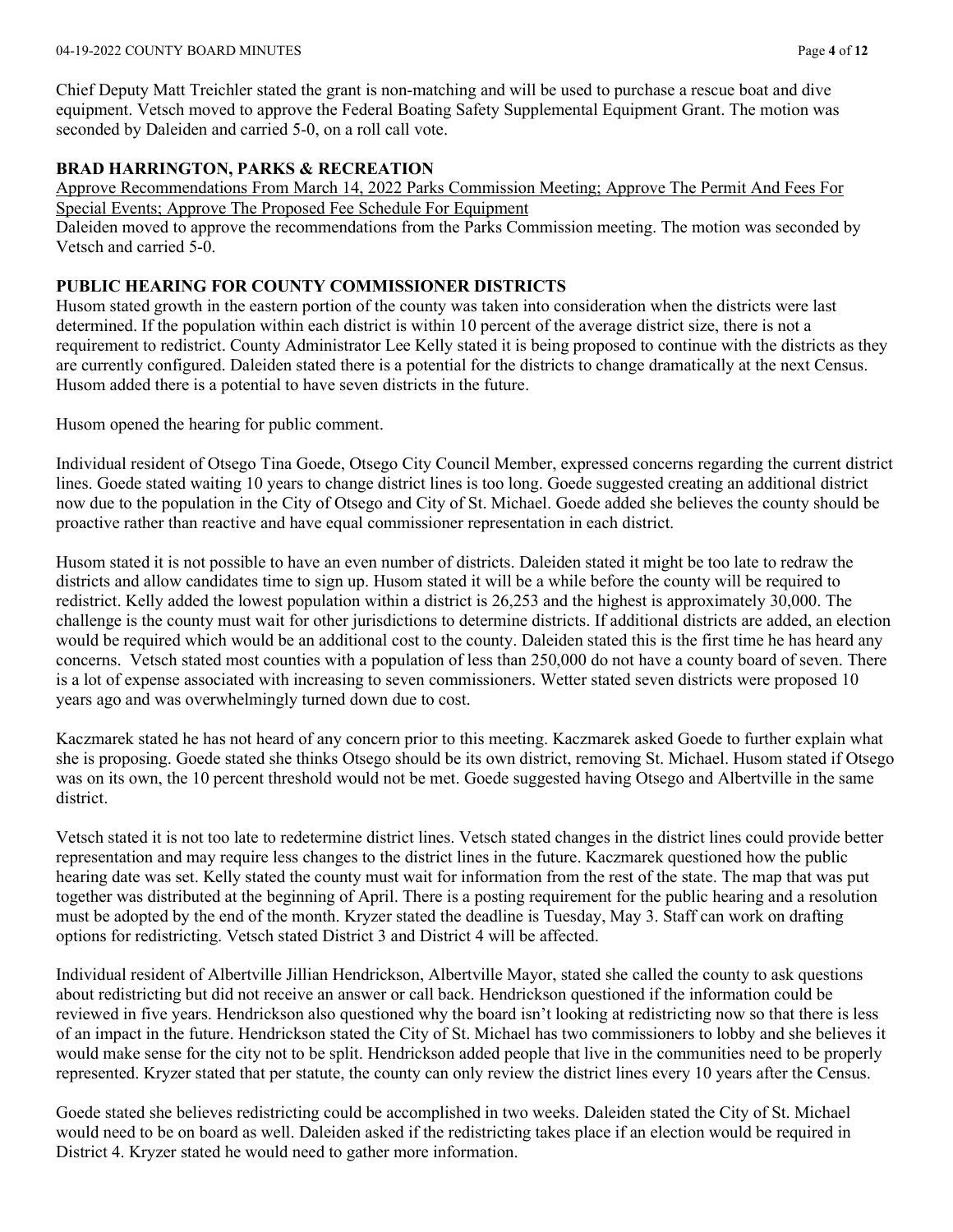Chief Deputy Matt Treichler stated the grant is non-matching and will be used to purchase a rescue boat and dive equipment. Vetsch moved to approve the Federal Boating Safety Supplemental Equipment Grant. The motion was seconded by Daleiden and carried 5-0, on a roll call vote.

## BRAD HARRINGTON, PARKS & RECREATION

Approve Recommendations From March 14, 2022 Parks Commission Meeting; Approve The Permit And Fees For Special Events; Approve The Proposed Fee Schedule For Equipment

Daleiden moved to approve the recommendations from the Parks Commission meeting. The motion was seconded by Vetsch and carried 5-0.

## PUBLIC HEARING FOR COUNTY COMMISSIONER DISTRICTS

Husom stated growth in the eastern portion of the county was taken into consideration when the districts were last determined. If the population within each district is within 10 percent of the average district size, there is not a requirement to redistrict. County Administrator Lee Kelly stated it is being proposed to continue with the districts as they are currently configured. Daleiden stated there is a potential for the districts to change dramatically at the next Census. Husom added there is a potential to have seven districts in the future.

Husom opened the hearing for public comment.

Individual resident of Otsego Tina Goede, Otsego City Council Member, expressed concerns regarding the current district lines. Goede stated waiting 10 years to change district lines is too long. Goede suggested creating an additional district now due to the population in the City of Otsego and City of St. Michael. Goede added she believes the county should be proactive rather than reactive and have equal commissioner representation in each district.

Husom stated it is not possible to have an even number of districts. Daleiden stated it might be too late to redraw the districts and allow candidates time to sign up. Husom stated it will be a while before the county will be required to redistrict. Kelly added the lowest population within a district is 26,253 and the highest is approximately 30,000. The challenge is the county must wait for other jurisdictions to determine districts. If additional districts are added, an election would be required which would be an additional cost to the county. Daleiden stated this is the first time he has heard any concerns. Vetsch stated most counties with a population of less than 250,000 do not have a county board of seven. There is a lot of expense associated with increasing to seven commissioners. Wetter stated seven districts were proposed 10 years ago and was overwhelmingly turned down due to cost.

Kaczmarek stated he has not heard of any concern prior to this meeting. Kaczmarek asked Goede to further explain what she is proposing. Goede stated she thinks Otsego should be its own district, removing St. Michael. Husom stated if Otsego was on its own, the 10 percent threshold would not be met. Goede suggested having Otsego and Albertville in the same district.

Vetsch stated it is not too late to redetermine district lines. Vetsch stated changes in the district lines could provide better representation and may require less changes to the district lines in the future. Kaczmarek questioned how the public hearing date was set. Kelly stated the county must wait for information from the rest of the state. The map that was put together was distributed at the beginning of April. There is a posting requirement for the public hearing and a resolution must be adopted by the end of the month. Kryzer stated the deadline is Tuesday, May 3. Staff can work on drafting options for redistricting. Vetsch stated District 3 and District 4 will be affected.

Individual resident of Albertville Jillian Hendrickson, Albertville Mayor, stated she called the county to ask questions about redistricting but did not receive an answer or call back. Hendrickson questioned if the information could be reviewed in five years. Hendrickson also questioned why the board isn't looking at redistricting now so that there is less of an impact in the future. Hendrickson stated the City of St. Michael has two commissioners to lobby and she believes it would make sense for the city not to be split. Hendrickson added people that live in the communities need to be properly represented. Kryzer stated that per statute, the county can only review the district lines every 10 years after the Census.

Goede stated she believes redistricting could be accomplished in two weeks. Daleiden stated the City of St. Michael would need to be on board as well. Daleiden asked if the redistricting takes place if an election would be required in District 4. Kryzer stated he would need to gather more information.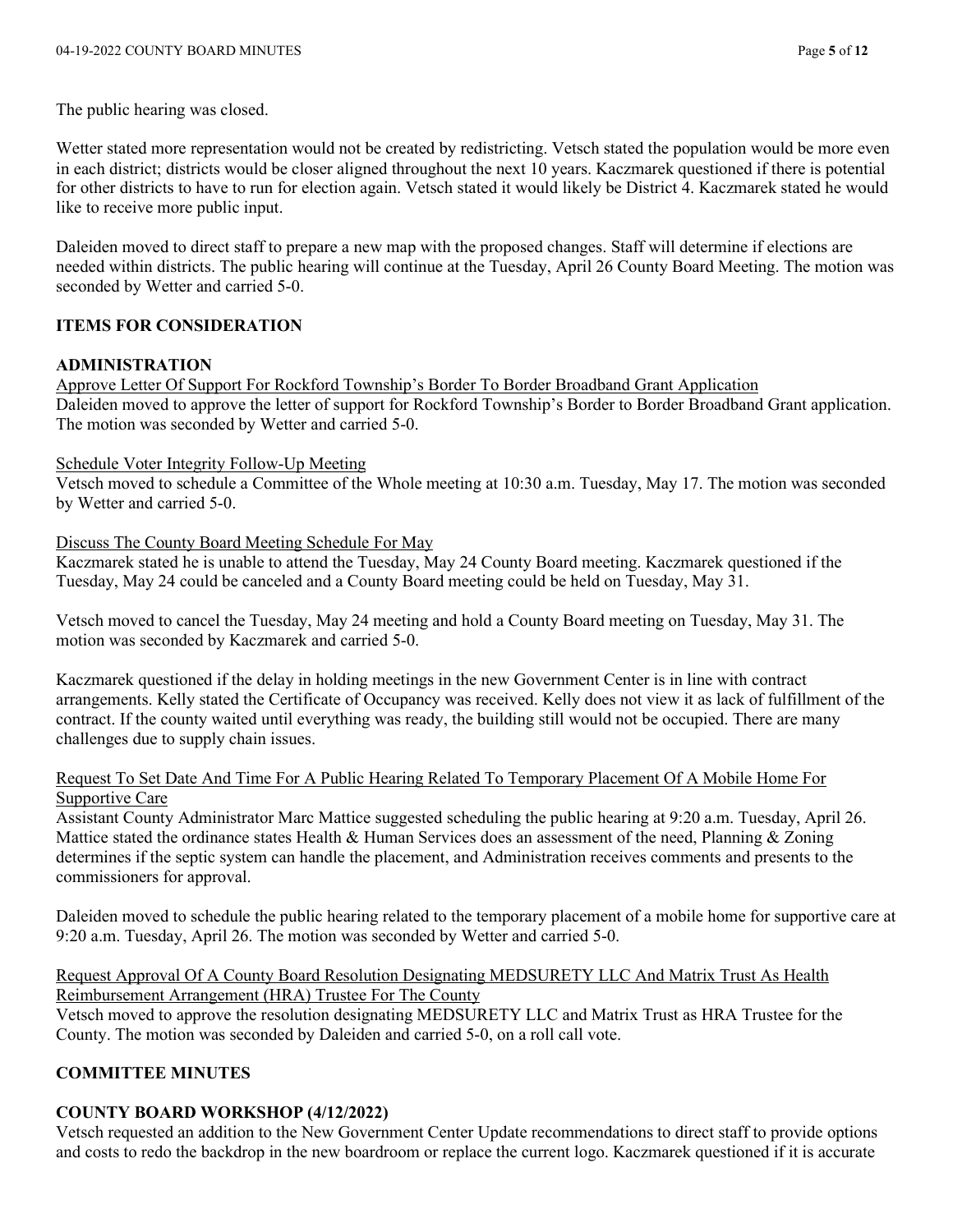The public hearing was closed.

Wetter stated more representation would not be created by redistricting. Vetsch stated the population would be more even in each district; districts would be closer aligned throughout the next 10 years. Kaczmarek questioned if there is potential for other districts to have to run for election again. Vetsch stated it would likely be District 4. Kaczmarek stated he would like to receive more public input.

Daleiden moved to direct staff to prepare a new map with the proposed changes. Staff will determine if elections are needed within districts. The public hearing will continue at the Tuesday, April 26 County Board Meeting. The motion was seconded by Wetter and carried 5-0.

## ITEMS FOR CONSIDERATION

### ADMINISTRATION

Approve Letter Of Support For Rockford Township's Border To Border Broadband Grant Application

Daleiden moved to approve the letter of support for Rockford Township's Border to Border Broadband Grant application. The motion was seconded by Wetter and carried 5-0.

Schedule Voter Integrity Follow-Up Meeting

Vetsch moved to schedule a Committee of the Whole meeting at 10:30 a.m. Tuesday, May 17. The motion was seconded by Wetter and carried 5-0.

Discuss The County Board Meeting Schedule For May

Kaczmarek stated he is unable to attend the Tuesday, May 24 County Board meeting. Kaczmarek questioned if the Tuesday, May 24 could be canceled and a County Board meeting could be held on Tuesday, May 31.

Vetsch moved to cancel the Tuesday, May 24 meeting and hold a County Board meeting on Tuesday, May 31. The motion was seconded by Kaczmarek and carried 5-0.

Kaczmarek questioned if the delay in holding meetings in the new Government Center is in line with contract arrangements. Kelly stated the Certificate of Occupancy was received. Kelly does not view it as lack of fulfillment of the contract. If the county waited until everything was ready, the building still would not be occupied. There are many challenges due to supply chain issues.

Request To Set Date And Time For A Public Hearing Related To Temporary Placement Of A Mobile Home For Supportive Care

Assistant County Administrator Marc Mattice suggested scheduling the public hearing at 9:20 a.m. Tuesday, April 26. Mattice stated the ordinance states Health & Human Services does an assessment of the need, Planning & Zoning determines if the septic system can handle the placement, and Administration receives comments and presents to the commissioners for approval.

Daleiden moved to schedule the public hearing related to the temporary placement of a mobile home for supportive care at 9:20 a.m. Tuesday, April 26. The motion was seconded by Wetter and carried 5-0.

Request Approval Of A County Board Resolution Designating MEDSURETY LLC And Matrix Trust As Health Reimbursement Arrangement (HRA) Trustee For The County

Vetsch moved to approve the resolution designating MEDSURETY LLC and Matrix Trust as HRA Trustee for the County. The motion was seconded by Daleiden and carried 5-0, on a roll call vote.

## COMMITTEE MINUTES

### COUNTY BOARD WORKSHOP (4/12/2022)

Vetsch requested an addition to the New Government Center Update recommendations to direct staff to provide options and costs to redo the backdrop in the new boardroom or replace the current logo. Kaczmarek questioned if it is accurate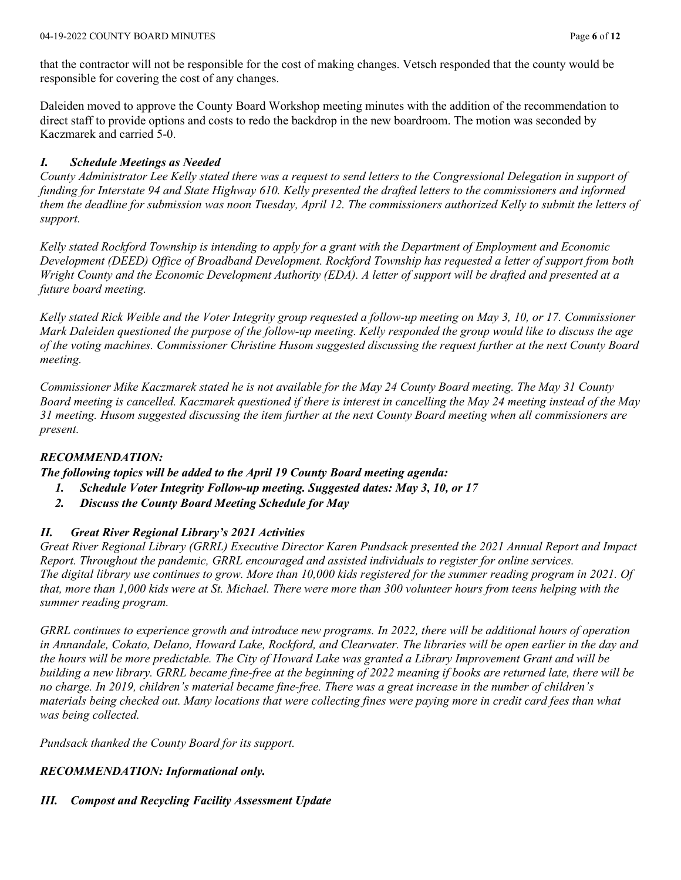that the contractor will not be responsible for the cost of making changes. Vetsch responded that the county would be responsible for covering the cost of any changes.

Daleiden moved to approve the County Board Workshop meeting minutes with the addition of the recommendation to direct staff to provide options and costs to redo the backdrop in the new boardroom. The motion was seconded by Kaczmarek and carried 5-0.

***I. Schedule Meetings as Needed***

*County Administrator Lee Kelly stated there was a request to send letters to the Congressional Delegation in support of funding for Interstate 94 and State Highway 610. Kelly presented the drafted letters to the commissioners and informed them the deadline for submission was noon Tuesday, April 12. The commissioners authorized Kelly to submit the letters of support.*

*Kelly stated Rockford Township is intending to apply for a grant with the Department of Employment and Economic Development (DEED) Office of Broadband Development. Rockford Township has requested a letter of support from both Wright County and the Economic Development Authority (EDA). A letter of support will be drafted and presented at a future board meeting.*

*Kelly stated Rick Weible and the Voter Integrity group requested a follow-up meeting on May 3, 10, or 17. Commissioner Mark Daleiden questioned the purpose of the follow-up meeting. Kelly responded the group would like to discuss the age of the voting machines. Commissioner Christine Husom suggested discussing the request further at the next County Board meeting.*

*Commissioner Mike Kaczmarek stated he is not available for the May 24 County Board meeting. The May 31 County Board meeting is cancelled. Kaczmarek questioned if there is interest in cancelling the May 24 meeting instead of the May 31 meeting. Husom suggested discussing the item further at the next County Board meeting when all commissioners are present.*

***RECOMMENDATION:***

***The following topics will be added to the April 19 County Board meeting agenda:***

1. ***Schedule Voter Integrity Follow-up meeting. Suggested dates: May 3, 10, or 17***
2. ***Discuss the County Board Meeting Schedule for May***

***II. Great River Regional Library's 2021 Activities***

*Great River Regional Library (GRRL) Executive Director Karen Pundsack presented the 2021 Annual Report and Impact Report. Throughout the pandemic, GRRL encouraged and assisted individuals to register for online services. The digital library use continues to grow. More than 10,000 kids registered for the summer reading program in 2021. Of that, more than 1,000 kids were at St. Michael. There were more than 300 volunteer hours from teens helping with the summer reading program.*

*GRRL continues to experience growth and introduce new programs. In 2022, there will be additional hours of operation in Annandale, Cokato, Delano, Howard Lake, Rockford, and Clearwater. The libraries will be open earlier in the day and the hours will be more predictable. The City of Howard Lake was granted a Library Improvement Grant and will be building a new library. GRRL became fine-free at the beginning of 2022 meaning if books are returned late, there will be no charge. In 2019, children's material became fine-free. There was a great increase in the number of children's materials being checked out. Many locations that were collecting fines were paying more in credit card fees than what was being collected.*

*Pundsack thanked the County Board for its support.*

***RECOMMENDATION: Informational only.***

***III. Compost and Recycling Facility Assessment Update***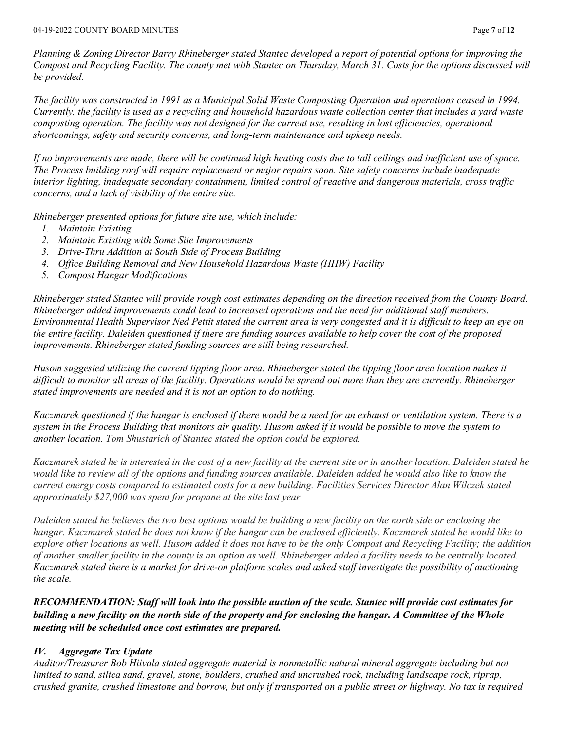*Planning & Zoning Director Barry Rhineberger stated Stantec developed a report of potential options for improving the Compost and Recycling Facility. The county met with Stantec on Thursday, March 31. Costs for the options discussed will be provided.*

*The facility was constructed in 1991 as a Municipal Solid Waste Composting Operation and operations ceased in 1994. Currently, the facility is used as a recycling and household hazardous waste collection center that includes a yard waste composting operation. The facility was not designed for the current use, resulting in lost efficiencies, operational shortcomings, safety and security concerns, and long-term maintenance and upkeep needs.*

*If no improvements are made, there will be continued high heating costs due to tall ceilings and inefficient use of space. The Process building roof will require replacement or major repairs soon. Site safety concerns include inadequate interior lighting, inadequate secondary containment, limited control of reactive and dangerous materials, cross traffic concerns, and a lack of visibility of the entire site.*

*Rhineberger presented options for future site use, which include:*

1. *Maintain Existing*
2. *Maintain Existing with Some Site Improvements*
3. *Drive-Thru Addition at South Side of Process Building*
4. *Office Building Removal and New Household Hazardous Waste (HHW) Facility*
5. *Compost Hangar Modifications*

*Rhineberger stated Stantec will provide rough cost estimates depending on the direction received from the County Board. Rhineberger added improvements could lead to increased operations and the need for additional staff members. Environmental Health Supervisor Ned Pettit stated the current area is very congested and it is difficult to keep an eye on the entire facility. Daleiden questioned if there are funding sources available to help cover the cost of the proposed improvements. Rhineberger stated funding sources are still being researched.*

*Husom suggested utilizing the current tipping floor area. Rhineberger stated the tipping floor area location makes it difficult to monitor all areas of the facility. Operations would be spread out more than they are currently. Rhineberger stated improvements are needed and it is not an option to do nothing.*

*Kaczmarek questioned if the hangar is enclosed if there would be a need for an exhaust or ventilation system. There is a system in the Process Building that monitors air quality. Husom asked if it would be possible to move the system to another location. Tom Shustarich of Stantec stated the option could be explored.*

*Kaczmarek stated he is interested in the cost of a new facility at the current site or in another location. Daleiden stated he would like to review all of the options and funding sources available. Daleiden added he would also like to know the current energy costs compared to estimated costs for a new building. Facilities Services Director Alan Wilczek stated approximately $27,000 was spent for propane at the site last year.*

*Daleiden stated he believes the two best options would be building a new facility on the north side or enclosing the hangar. Kaczmarek stated he does not know if the hangar can be enclosed efficiently. Kaczmarek stated he would like to explore other locations as well. Husom added it does not have to be the only Compost and Recycling Facility; the addition of another smaller facility in the county is an option as well. Rhineberger added a facility needs to be centrally located. Kaczmarek stated there is a market for drive-on platform scales and asked staff investigate the possibility of auctioning the scale.*

***RECOMMENDATION: Staff will look into the possible auction of the scale. Stantec will provide cost estimates for building a new facility on the north side of the property and for enclosing the hangar. A Committee of the Whole meeting will be scheduled once cost estimates are prepared.***

### *IV. Aggregate Tax Update*

*Auditor/Treasurer Bob Hiivala stated aggregate material is nonmetallic natural mineral aggregate including but not limited to sand, silica sand, gravel, stone, boulders, crushed and uncrushed rock, including landscape rock, riprap, crushed granite, crushed limestone and borrow, but only if transported on a public street or highway. No tax is required*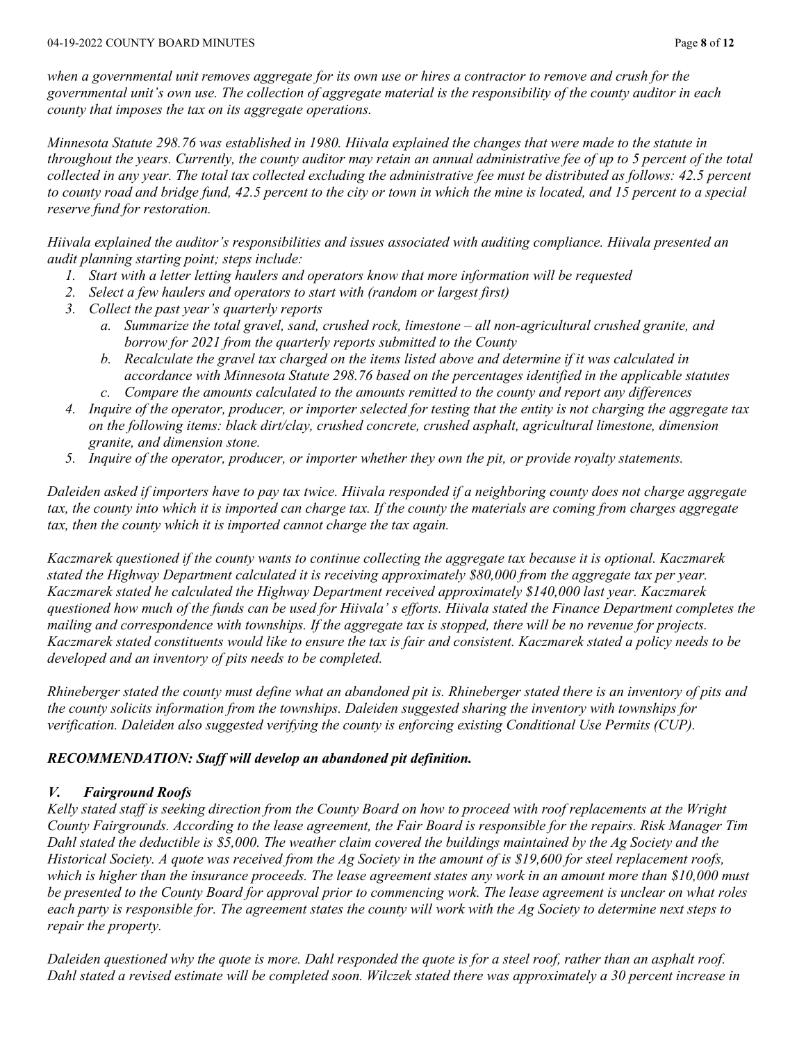*when a governmental unit removes aggregate for its own use or hires a contractor to remove and crush for the governmental unit's own use. The collection of aggregate material is the responsibility of the county auditor in each county that imposes the tax on its aggregate operations.*

*Minnesota Statute 298.76 was established in 1980. Hiivala explained the changes that were made to the statute in throughout the years. Currently, the county auditor may retain an annual administrative fee of up to 5 percent of the total collected in any year. The total tax collected excluding the administrative fee must be distributed as follows: 42.5 percent to county road and bridge fund, 42.5 percent to the city or town in which the mine is located, and 15 percent to a special reserve fund for restoration.*

*Hiivala explained the auditor's responsibilities and issues associated with auditing compliance. Hiivala presented an audit planning starting point; steps include:*

1. *Start with a letter letting haulers and operators know that more information will be requested*
2. *Select a few haulers and operators to start with (random or largest first)*
3. *Collect the past year's quarterly reports*
   a. *Summarize the total gravel, sand, crushed rock, limestone – all non-agricultural crushed granite, and borrow for 2021 from the quarterly reports submitted to the County*
   b. *Recalculate the gravel tax charged on the items listed above and determine if it was calculated in accordance with Minnesota Statute 298.76 based on the percentages identified in the applicable statutes*
   c. *Compare the amounts calculated to the amounts remitted to the county and report any differences*
4. *Inquire of the operator, producer, or importer selected for testing that the entity is not charging the aggregate tax on the following items: black dirt/clay, crushed concrete, crushed asphalt, agricultural limestone, dimension granite, and dimension stone.*
5. *Inquire of the operator, producer, or importer whether they own the pit, or provide royalty statements.*

*Daleiden asked if importers have to pay tax twice. Hiivala responded if a neighboring county does not charge aggregate tax, the county into which it is imported can charge tax. If the county the materials are coming from charges aggregate tax, then the county which it is imported cannot charge the tax again.*

*Kaczmarek questioned if the county wants to continue collecting the aggregate tax because it is optional. Kaczmarek stated the Highway Department calculated it is receiving approximately $80,000 from the aggregate tax per year. Kaczmarek stated he calculated the Highway Department received approximately $140,000 last year. Kaczmarek questioned how much of the funds can be used for Hiivala' s efforts. Hiivala stated the Finance Department completes the mailing and correspondence with townships. If the aggregate tax is stopped, there will be no revenue for projects. Kaczmarek stated constituents would like to ensure the tax is fair and consistent. Kaczmarek stated a policy needs to be developed and an inventory of pits needs to be completed.*

*Rhineberger stated the county must define what an abandoned pit is. Rhineberger stated there is an inventory of pits and the county solicits information from the townships. Daleiden suggested sharing the inventory with townships for verification. Daleiden also suggested verifying the county is enforcing existing Conditional Use Permits (CUP).*

***RECOMMENDATION: Staff will develop an abandoned pit definition.***

### ***V. Fairground Roofs***

*Kelly stated staff is seeking direction from the County Board on how to proceed with roof replacements at the Wright County Fairgrounds. According to the lease agreement, the Fair Board is responsible for the repairs. Risk Manager Tim Dahl stated the deductible is $5,000. The weather claim covered the buildings maintained by the Ag Society and the Historical Society. A quote was received from the Ag Society in the amount of is $19,600 for steel replacement roofs, which is higher than the insurance proceeds. The lease agreement states any work in an amount more than $10,000 must be presented to the County Board for approval prior to commencing work. The lease agreement is unclear on what roles each party is responsible for. The agreement states the county will work with the Ag Society to determine next steps to repair the property.*

*Daleiden questioned why the quote is more. Dahl responded the quote is for a steel roof, rather than an asphalt roof. Dahl stated a revised estimate will be completed soon. Wilczek stated there was approximately a 30 percent increase in*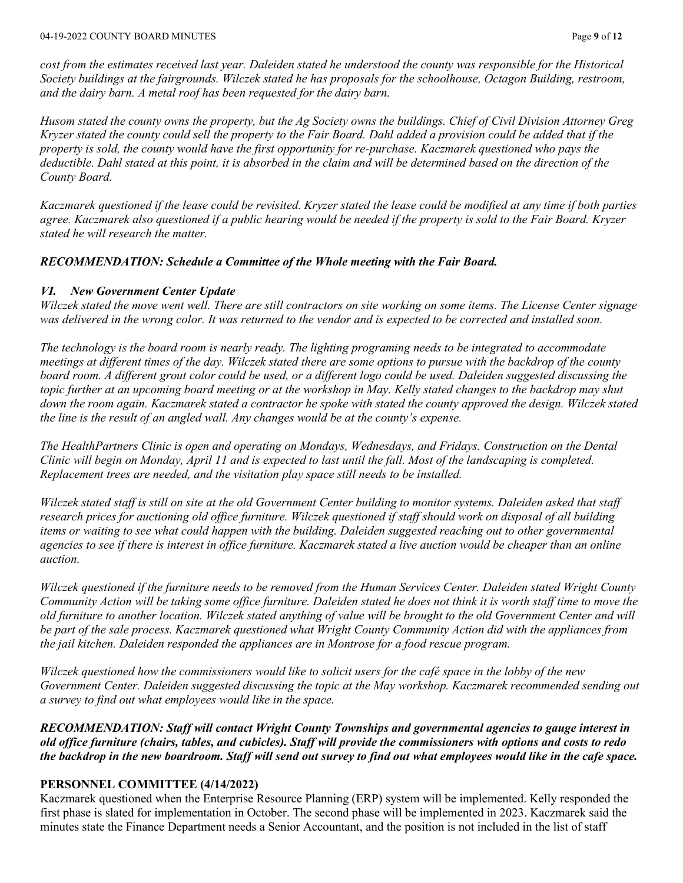*cost from the estimates received last year. Daleiden stated he understood the county was responsible for the Historical Society buildings at the fairgrounds. Wilczek stated he has proposals for the schoolhouse, Octagon Building, restroom, and the dairy barn. A metal roof has been requested for the dairy barn.*

*Husom stated the county owns the property, but the Ag Society owns the buildings. Chief of Civil Division Attorney Greg Kryzer stated the county could sell the property to the Fair Board. Dahl added a provision could be added that if the property is sold, the county would have the first opportunity for re-purchase. Kaczmarek questioned who pays the deductible. Dahl stated at this point, it is absorbed in the claim and will be determined based on the direction of the County Board.*

*Kaczmarek questioned if the lease could be revisited. Kryzer stated the lease could be modified at any time if both parties agree. Kaczmarek also questioned if a public hearing would be needed if the property is sold to the Fair Board. Kryzer stated he will research the matter.*

***RECOMMENDATION: Schedule a Committee of the Whole meeting with the Fair Board.***

***VI. New Government Center Update***

*Wilczek stated the move went well. There are still contractors on site working on some items. The License Center signage was delivered in the wrong color. It was returned to the vendor and is expected to be corrected and installed soon.*

*The technology is the board room is nearly ready. The lighting programing needs to be integrated to accommodate meetings at different times of the day. Wilczek stated there are some options to pursue with the backdrop of the county board room. A different grout color could be used, or a different logo could be used. Daleiden suggested discussing the topic further at an upcoming board meeting or at the workshop in May. Kelly stated changes to the backdrop may shut down the room again. Kaczmarek stated a contractor he spoke with stated the county approved the design. Wilczek stated the line is the result of an angled wall. Any changes would be at the county's expense.*

*The HealthPartners Clinic is open and operating on Mondays, Wednesdays, and Fridays. Construction on the Dental Clinic will begin on Monday, April 11 and is expected to last until the fall. Most of the landscaping is completed. Replacement trees are needed, and the visitation play space still needs to be installed.*

*Wilczek stated staff is still on site at the old Government Center building to monitor systems. Daleiden asked that staff research prices for auctioning old office furniture. Wilczek questioned if staff should work on disposal of all building items or waiting to see what could happen with the building. Daleiden suggested reaching out to other governmental agencies to see if there is interest in office furniture. Kaczmarek stated a live auction would be cheaper than an online auction.*

*Wilczek questioned if the furniture needs to be removed from the Human Services Center. Daleiden stated Wright County Community Action will be taking some office furniture. Daleiden stated he does not think it is worth staff time to move the old furniture to another location. Wilczek stated anything of value will be brought to the old Government Center and will be part of the sale process. Kaczmarek questioned what Wright County Community Action did with the appliances from the jail kitchen. Daleiden responded the appliances are in Montrose for a food rescue program.*

*Wilczek questioned how the commissioners would like to solicit users for the café space in the lobby of the new Government Center. Daleiden suggested discussing the topic at the May workshop. Kaczmarek recommended sending out a survey to find out what employees would like in the space.*

***RECOMMENDATION: Staff will contact Wright County Townships and governmental agencies to gauge interest in old office furniture (chairs, tables, and cubicles). Staff will provide the commissioners with options and costs to redo the backdrop in the new boardroom. Staff will send out survey to find out what employees would like in the cafe space.***

**PERSONNEL COMMITTEE (4/14/2022)**

Kaczmarek questioned when the Enterprise Resource Planning (ERP) system will be implemented. Kelly responded the first phase is slated for implementation in October. The second phase will be implemented in 2023. Kaczmarek said the minutes state the Finance Department needs a Senior Accountant, and the position is not included in the list of staff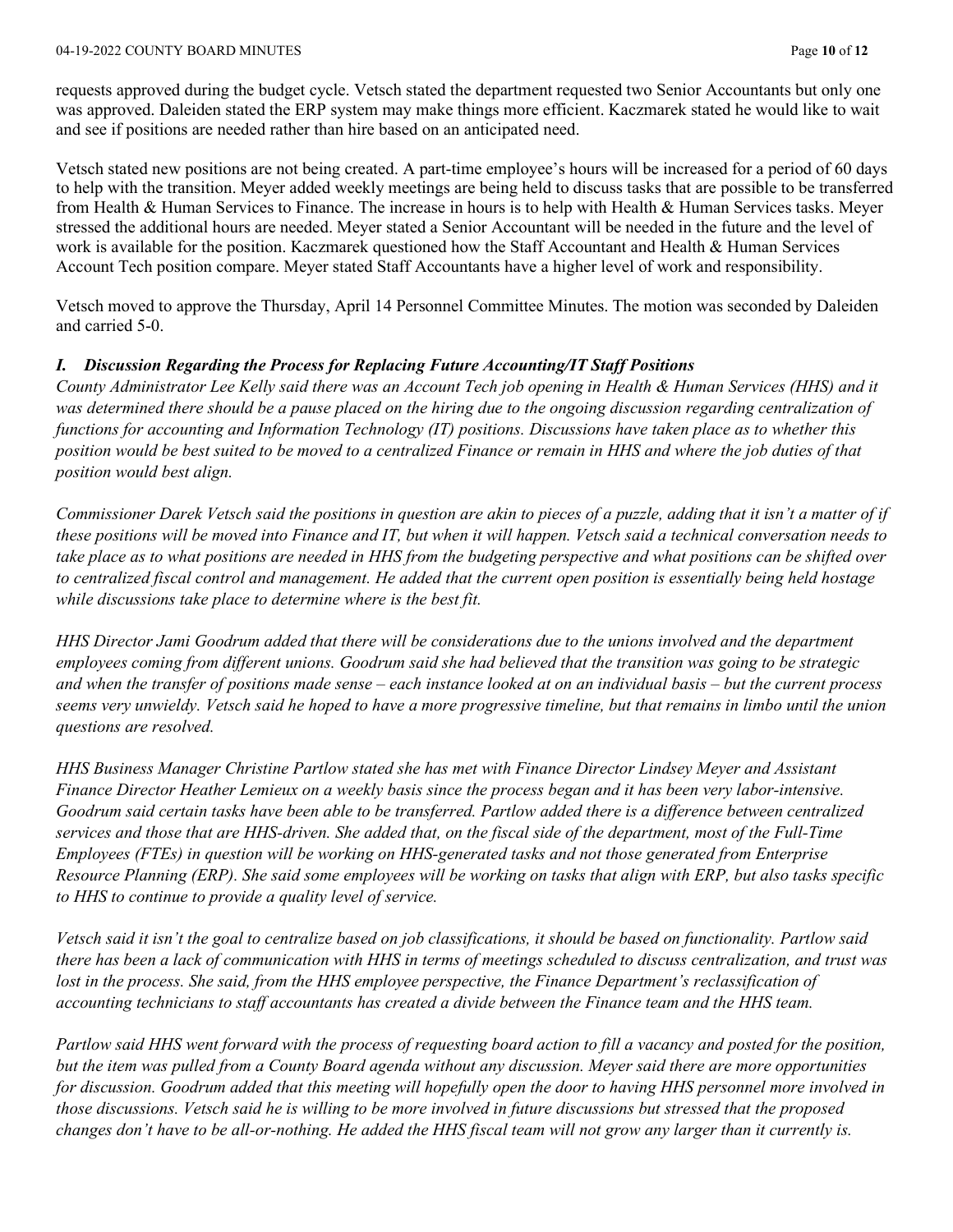requests approved during the budget cycle. Vetsch stated the department requested two Senior Accountants but only one was approved. Daleiden stated the ERP system may make things more efficient. Kaczmarek stated he would like to wait and see if positions are needed rather than hire based on an anticipated need.

Vetsch stated new positions are not being created. A part-time employee's hours will be increased for a period of 60 days to help with the transition. Meyer added weekly meetings are being held to discuss tasks that are possible to be transferred from Health & Human Services to Finance. The increase in hours is to help with Health & Human Services tasks. Meyer stressed the additional hours are needed. Meyer stated a Senior Accountant will be needed in the future and the level of work is available for the position. Kaczmarek questioned how the Staff Accountant and Health & Human Services Account Tech position compare. Meyer stated Staff Accountants have a higher level of work and responsibility.

Vetsch moved to approve the Thursday, April 14 Personnel Committee Minutes. The motion was seconded by Daleiden and carried 5-0.

### *I. Discussion Regarding the Process for Replacing Future Accounting/IT Staff Positions*

*County Administrator Lee Kelly said there was an Account Tech job opening in Health & Human Services (HHS) and it was determined there should be a pause placed on the hiring due to the ongoing discussion regarding centralization of functions for accounting and Information Technology (IT) positions. Discussions have taken place as to whether this position would be best suited to be moved to a centralized Finance or remain in HHS and where the job duties of that position would best align.*

*Commissioner Darek Vetsch said the positions in question are akin to pieces of a puzzle, adding that it isn't a matter of if these positions will be moved into Finance and IT, but when it will happen. Vetsch said a technical conversation needs to take place as to what positions are needed in HHS from the budgeting perspective and what positions can be shifted over to centralized fiscal control and management. He added that the current open position is essentially being held hostage while discussions take place to determine where is the best fit.*

*HHS Director Jami Goodrum added that there will be considerations due to the unions involved and the department employees coming from different unions. Goodrum said she had believed that the transition was going to be strategic and when the transfer of positions made sense – each instance looked at on an individual basis – but the current process seems very unwieldy. Vetsch said he hoped to have a more progressive timeline, but that remains in limbo until the union questions are resolved.*

*HHS Business Manager Christine Partlow stated she has met with Finance Director Lindsey Meyer and Assistant Finance Director Heather Lemieux on a weekly basis since the process began and it has been very labor-intensive. Goodrum said certain tasks have been able to be transferred. Partlow added there is a difference between centralized services and those that are HHS-driven. She added that, on the fiscal side of the department, most of the Full-Time Employees (FTEs) in question will be working on HHS-generated tasks and not those generated from Enterprise Resource Planning (ERP). She said some employees will be working on tasks that align with ERP, but also tasks specific to HHS to continue to provide a quality level of service.*

*Vetsch said it isn't the goal to centralize based on job classifications, it should be based on functionality. Partlow said there has been a lack of communication with HHS in terms of meetings scheduled to discuss centralization, and trust was lost in the process. She said, from the HHS employee perspective, the Finance Department's reclassification of accounting technicians to staff accountants has created a divide between the Finance team and the HHS team.*

*Partlow said HHS went forward with the process of requesting board action to fill a vacancy and posted for the position, but the item was pulled from a County Board agenda without any discussion. Meyer said there are more opportunities for discussion. Goodrum added that this meeting will hopefully open the door to having HHS personnel more involved in those discussions. Vetsch said he is willing to be more involved in future discussions but stressed that the proposed changes don't have to be all-or-nothing. He added the HHS fiscal team will not grow any larger than it currently is.*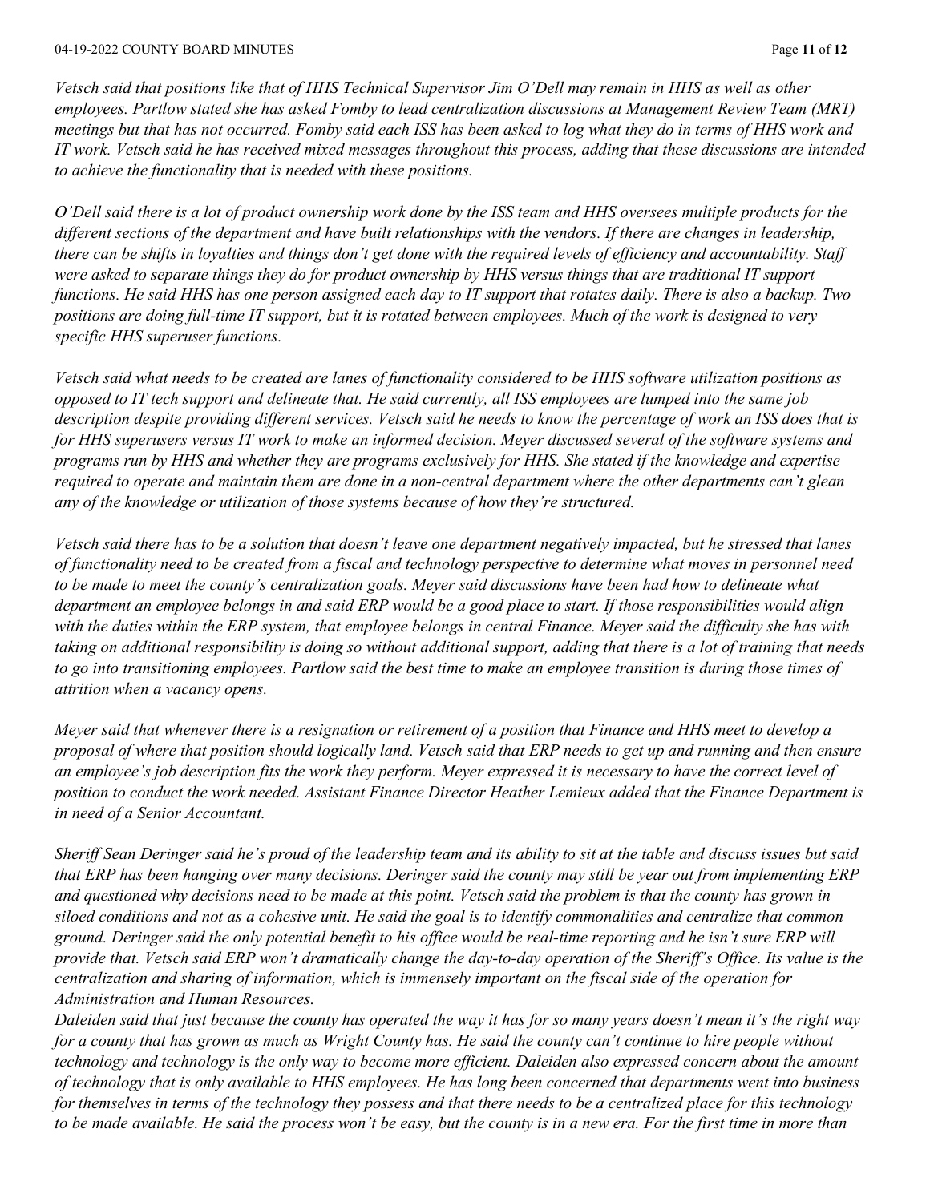*Vetsch said that positions like that of HHS Technical Supervisor Jim O'Dell may remain in HHS as well as other employees. Partlow stated she has asked Fomby to lead centralization discussions at Management Review Team (MRT) meetings but that has not occurred. Fomby said each ISS has been asked to log what they do in terms of HHS work and IT work. Vetsch said he has received mixed messages throughout this process, adding that these discussions are intended to achieve the functionality that is needed with these positions.*

*O'Dell said there is a lot of product ownership work done by the ISS team and HHS oversees multiple products for the different sections of the department and have built relationships with the vendors. If there are changes in leadership, there can be shifts in loyalties and things don't get done with the required levels of efficiency and accountability. Staff were asked to separate things they do for product ownership by HHS versus things that are traditional IT support functions. He said HHS has one person assigned each day to IT support that rotates daily. There is also a backup. Two positions are doing full-time IT support, but it is rotated between employees. Much of the work is designed to very specific HHS superuser functions.*

*Vetsch said what needs to be created are lanes of functionality considered to be HHS software utilization positions as opposed to IT tech support and delineate that. He said currently, all ISS employees are lumped into the same job description despite providing different services. Vetsch said he needs to know the percentage of work an ISS does that is for HHS superusers versus IT work to make an informed decision. Meyer discussed several of the software systems and programs run by HHS and whether they are programs exclusively for HHS. She stated if the knowledge and expertise required to operate and maintain them are done in a non-central department where the other departments can't glean any of the knowledge or utilization of those systems because of how they're structured.*

*Vetsch said there has to be a solution that doesn't leave one department negatively impacted, but he stressed that lanes of functionality need to be created from a fiscal and technology perspective to determine what moves in personnel need to be made to meet the county's centralization goals. Meyer said discussions have been had how to delineate what department an employee belongs in and said ERP would be a good place to start. If those responsibilities would align with the duties within the ERP system, that employee belongs in central Finance. Meyer said the difficulty she has with taking on additional responsibility is doing so without additional support, adding that there is a lot of training that needs to go into transitioning employees. Partlow said the best time to make an employee transition is during those times of attrition when a vacancy opens.*

*Meyer said that whenever there is a resignation or retirement of a position that Finance and HHS meet to develop a proposal of where that position should logically land. Vetsch said that ERP needs to get up and running and then ensure an employee's job description fits the work they perform. Meyer expressed it is necessary to have the correct level of position to conduct the work needed. Assistant Finance Director Heather Lemieux added that the Finance Department is in need of a Senior Accountant.*

*Sheriff Sean Deringer said he's proud of the leadership team and its ability to sit at the table and discuss issues but said that ERP has been hanging over many decisions. Deringer said the county may still be year out from implementing ERP and questioned why decisions need to be made at this point. Vetsch said the problem is that the county has grown in siloed conditions and not as a cohesive unit. He said the goal is to identify commonalities and centralize that common ground. Deringer said the only potential benefit to his office would be real-time reporting and he isn't sure ERP will provide that. Vetsch said ERP won't dramatically change the day-to-day operation of the Sheriff's Office. Its value is the centralization and sharing of information, which is immensely important on the fiscal side of the operation for Administration and Human Resources.*

*Daleiden said that just because the county has operated the way it has for so many years doesn't mean it's the right way for a county that has grown as much as Wright County has. He said the county can't continue to hire people without technology and technology is the only way to become more efficient. Daleiden also expressed concern about the amount of technology that is only available to HHS employees. He has long been concerned that departments went into business for themselves in terms of the technology they possess and that there needs to be a centralized place for this technology to be made available. He said the process won't be easy, but the county is in a new era. For the first time in more than*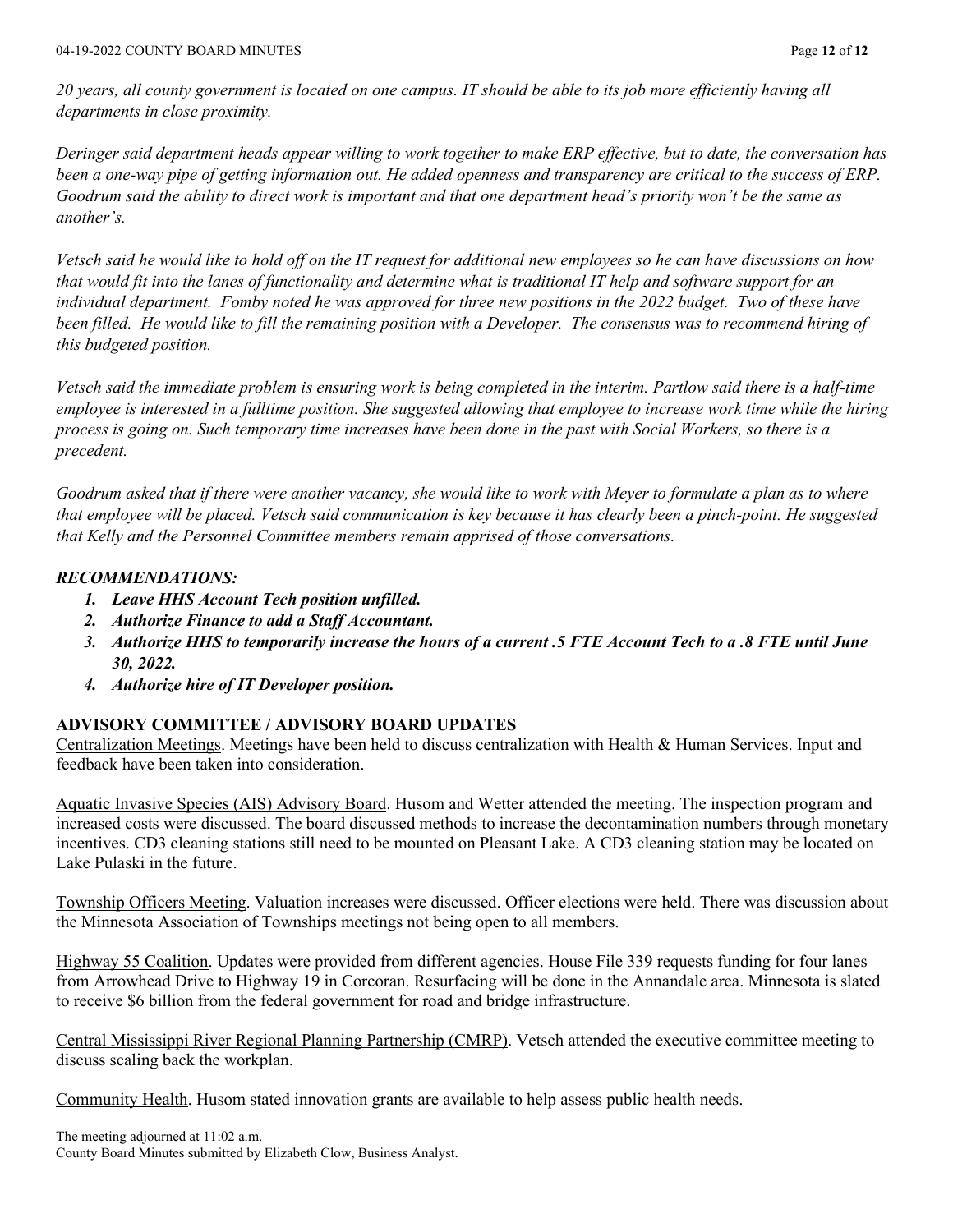*20 years, all county government is located on one campus. IT should be able to its job more efficiently having all departments in close proximity.*

*Deringer said department heads appear willing to work together to make ERP effective, but to date, the conversation has been a one-way pipe of getting information out. He added openness and transparency are critical to the success of ERP. Goodrum said the ability to direct work is important and that one department head's priority won't be the same as another's.*

*Vetsch said he would like to hold off on the IT request for additional new employees so he can have discussions on how that would fit into the lanes of functionality and determine what is traditional IT help and software support for an individual department. Fomby noted he was approved for three new positions in the 2022 budget. Two of these have been filled. He would like to fill the remaining position with a Developer. The consensus was to recommend hiring of this budgeted position.*

*Vetsch said the immediate problem is ensuring work is being completed in the interim. Partlow said there is a half-time employee is interested in a fulltime position. She suggested allowing that employee to increase work time while the hiring process is going on. Such temporary time increases have been done in the past with Social Workers, so there is a precedent.*

*Goodrum asked that if there were another vacancy, she would like to work with Meyer to formulate a plan as to where that employee will be placed. Vetsch said communication is key because it has clearly been a pinch-point. He suggested that Kelly and the Personnel Committee members remain apprised of those conversations.*

***RECOMMENDATIONS:***

1. ***Leave HHS Account Tech position unfilled.***
2. ***Authorize Finance to add a Staff Accountant.***
3. ***Authorize HHS to temporarily increase the hours of a current .5 FTE Account Tech to a .8 FTE until June 30, 2022.***
4. ***Authorize hire of IT Developer position.***

**ADVISORY COMMITTEE / ADVISORY BOARD UPDATES**

Centralization Meetings. Meetings have been held to discuss centralization with Health & Human Services. Input and feedback have been taken into consideration.

Aquatic Invasive Species (AIS) Advisory Board. Husom and Wetter attended the meeting. The inspection program and increased costs were discussed. The board discussed methods to increase the decontamination numbers through monetary incentives. CD3 cleaning stations still need to be mounted on Pleasant Lake. A CD3 cleaning station may be located on Lake Pulaski in the future.

Township Officers Meeting. Valuation increases were discussed. Officer elections were held. There was discussion about the Minnesota Association of Townships meetings not being open to all members.

Highway 55 Coalition. Updates were provided from different agencies. House File 339 requests funding for four lanes from Arrowhead Drive to Highway 19 in Corcoran. Resurfacing will be done in the Annandale area. Minnesota is slated to receive $6 billion from the federal government for road and bridge infrastructure.

Central Mississippi River Regional Planning Partnership (CMRP). Vetsch attended the executive committee meeting to discuss scaling back the workplan.

Community Health. Husom stated innovation grants are available to help assess public health needs.

The meeting adjourned at 11:02 a.m.
County Board Minutes submitted by Elizabeth Clow, Business Analyst.